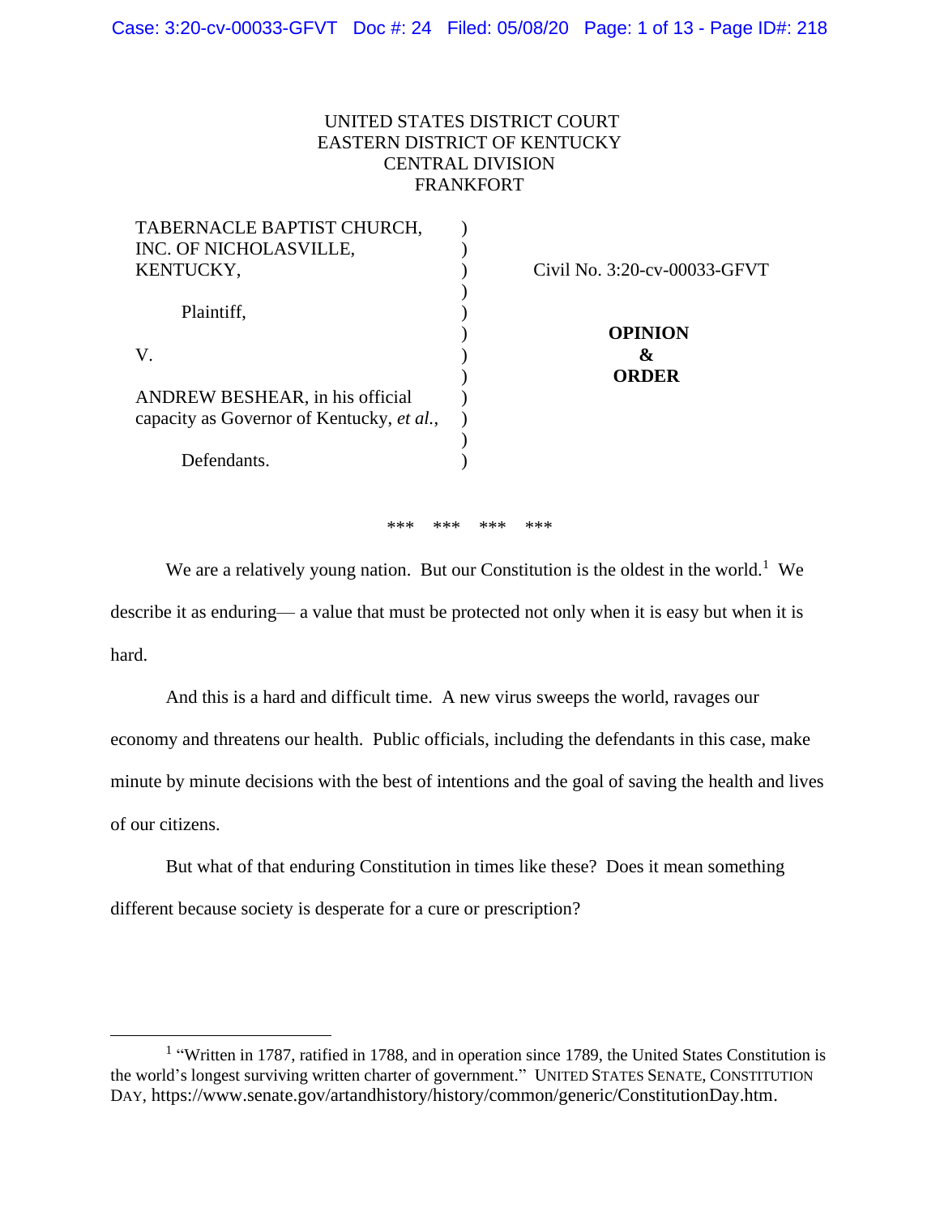UNITED STATES DISTRICT COURT
EASTERN DISTRICT OF KENTUCKY
CENTRAL DIVISION
FRANKFORT

TABERNACLE BAPTIST CHURCH, INC. OF NICHOLASVILLE, KENTUCKY,

Plaintiff,

V.

ANDREW BESHEAR, in his official capacity as Governor of Kentucky, *et al.*,

Defendants.

Civil No. 3:20-cv-00033-GFVT

**OPINION**
**&**
**ORDER**

*** *** *** ***

We are a relatively young nation. But our Constitution is the oldest in the world.[1] We describe it as enduring— a value that must be protected not only when it is easy but when it is hard.

And this is a hard and difficult time. A new virus sweeps the world, ravages our economy and threatens our health. Public officials, including the defendants in this case, make minute by minute decisions with the best of intentions and the goal of saving the health and lives of our citizens.

But what of that enduring Constitution in times like these? Does it mean something different because society is desperate for a cure or prescription?

---

[1] "Written in 1787, ratified in 1788, and in operation since 1789, the United States Constitution is the world's longest surviving written charter of government." UNITED STATES SENATE, CONSTITUTION DAY, https://www.senate.gov/artandhistory/history/common/generic/ConstitutionDay.htm.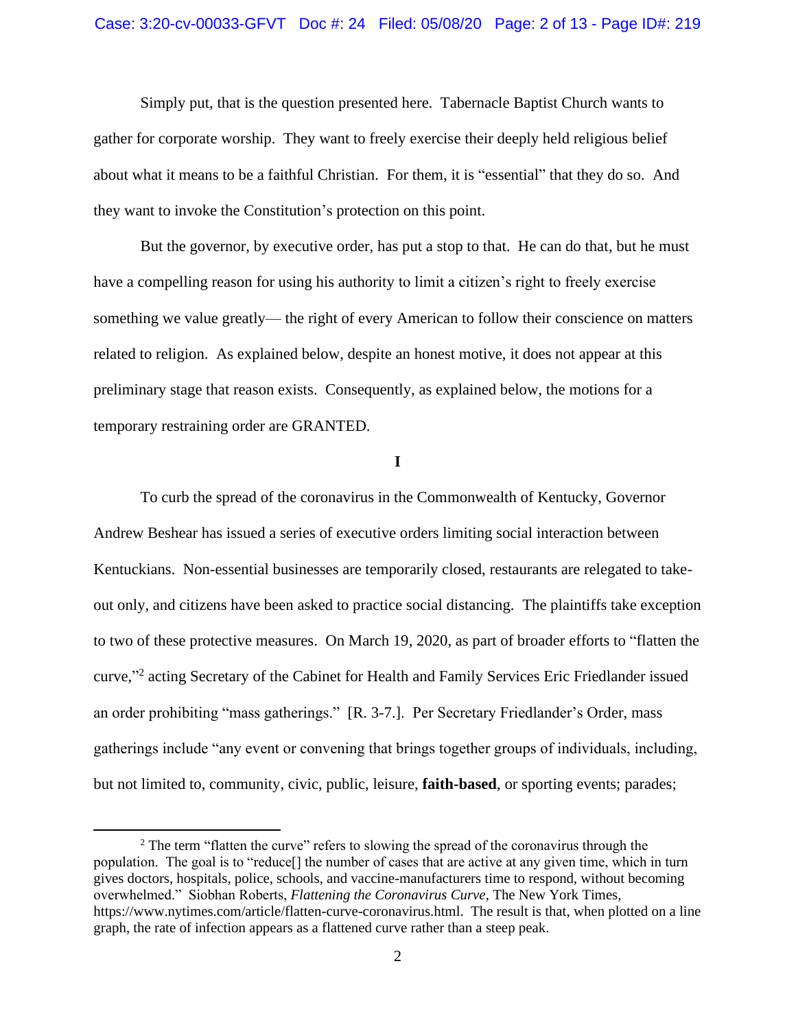Simply put, that is the question presented here. Tabernacle Baptist Church wants to gather for corporate worship. They want to freely exercise their deeply held religious belief about what it means to be a faithful Christian. For them, it is "essential" that they do so. And they want to invoke the Constitution's protection on this point.

But the governor, by executive order, has put a stop to that. He can do that, but he must have a compelling reason for using his authority to limit a citizen's right to freely exercise something we value greatly— the right of every American to follow their conscience on matters related to religion. As explained below, despite an honest motive, it does not appear at this preliminary stage that reason exists. Consequently, as explained below, the motions for a temporary restraining order are GRANTED.

**I**

To curb the spread of the coronavirus in the Commonwealth of Kentucky, Governor Andrew Beshear has issued a series of executive orders limiting social interaction between Kentuckians. Non-essential businesses are temporarily closed, restaurants are relegated to take-out only, and citizens have been asked to practice social distancing. The plaintiffs take exception to two of these protective measures. On March 19, 2020, as part of broader efforts to "flatten the curve,"[2] acting Secretary of the Cabinet for Health and Family Services Eric Friedlander issued an order prohibiting "mass gatherings." [R. 3-7.]. Per Secretary Friedlander's Order, mass gatherings include "any event or convening that brings together groups of individuals, including, but not limited to, community, civic, public, leisure, **faith-based**, or sporting events; parades;

---

[2] The term "flatten the curve" refers to slowing the spread of the coronavirus through the population. The goal is to "reduce[] the number of cases that are active at any given time, which in turn gives doctors, hospitals, police, schools, and vaccine-manufacturers time to respond, without becoming overwhelmed." Siobhan Roberts, *Flattening the Coronavirus Curve*, The New York Times, https://www.nytimes.com/article/flatten-curve-coronavirus.html. The result is that, when plotted on a line graph, the rate of infection appears as a flattened curve rather than a steep peak.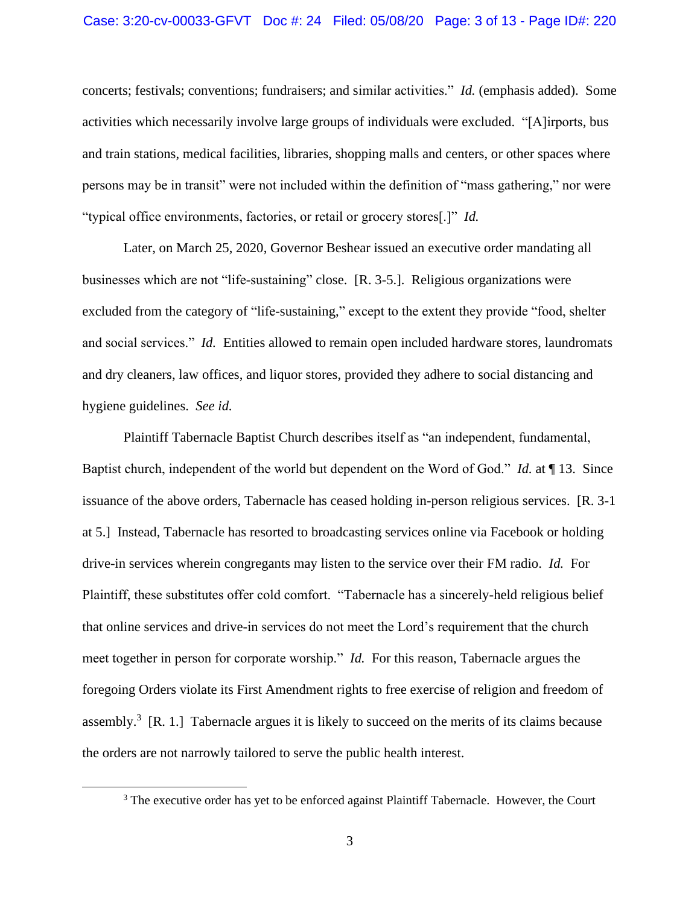concerts; festivals; conventions; fundraisers; and similar activities." *Id.* (emphasis added). Some activities which necessarily involve large groups of individuals were excluded. "[A]irports, bus and train stations, medical facilities, libraries, shopping malls and centers, or other spaces where persons may be in transit" were not included within the definition of "mass gathering," nor were "typical office environments, factories, or retail or grocery stores[.]" *Id.*

Later, on March 25, 2020, Governor Beshear issued an executive order mandating all businesses which are not "life-sustaining" close. [R. 3-5.]. Religious organizations were excluded from the category of "life-sustaining," except to the extent they provide "food, shelter and social services." *Id.* Entities allowed to remain open included hardware stores, laundromats and dry cleaners, law offices, and liquor stores, provided they adhere to social distancing and hygiene guidelines. *See id.*

Plaintiff Tabernacle Baptist Church describes itself as "an independent, fundamental, Baptist church, independent of the world but dependent on the Word of God." *Id.* at ¶ 13. Since issuance of the above orders, Tabernacle has ceased holding in-person religious services. [R. 3-1 at 5.] Instead, Tabernacle has resorted to broadcasting services online via Facebook or holding drive-in services wherein congregants may listen to the service over their FM radio. *Id.* For Plaintiff, these substitutes offer cold comfort. "Tabernacle has a sincerely-held religious belief that online services and drive-in services do not meet the Lord's requirement that the church meet together in person for corporate worship." *Id.* For this reason, Tabernacle argues the foregoing Orders violate its First Amendment rights to free exercise of religion and freedom of assembly.[3] [R. 1.] Tabernacle argues it is likely to succeed on the merits of its claims because the orders are not narrowly tailored to serve the public health interest.

---

[3] The executive order has yet to be enforced against Plaintiff Tabernacle. However, the Court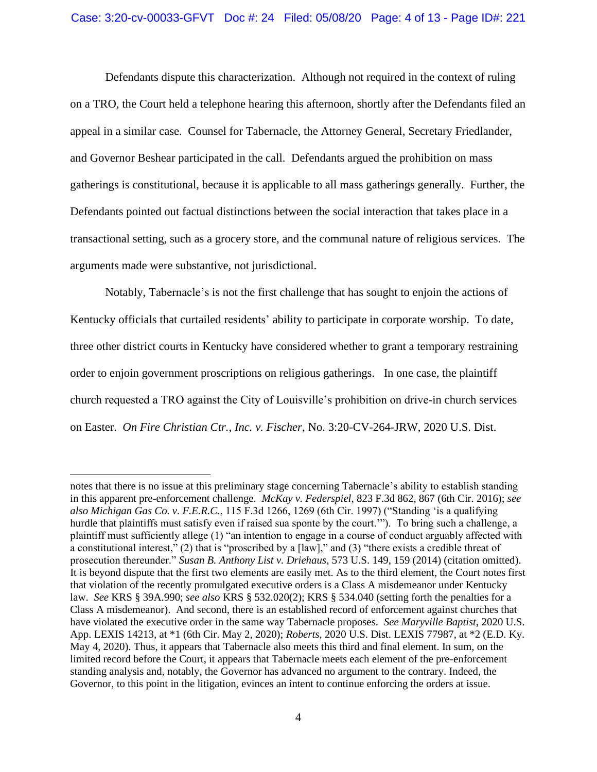Defendants dispute this characterization. Although not required in the context of ruling on a TRO, the Court held a telephone hearing this afternoon, shortly after the Defendants filed an appeal in a similar case. Counsel for Tabernacle, the Attorney General, Secretary Friedlander, and Governor Beshear participated in the call. Defendants argued the prohibition on mass gatherings is constitutional, because it is applicable to all mass gatherings generally. Further, the Defendants pointed out factual distinctions between the social interaction that takes place in a transactional setting, such as a grocery store, and the communal nature of religious services. The arguments made were substantive, not jurisdictional.

Notably, Tabernacle's is not the first challenge that has sought to enjoin the actions of Kentucky officials that curtailed residents' ability to participate in corporate worship. To date, three other district courts in Kentucky have considered whether to grant a temporary restraining order to enjoin government proscriptions on religious gatherings. In one case, the plaintiff church requested a TRO against the City of Louisville's prohibition on drive-in church services on Easter. *On Fire Christian Ctr., Inc. v. Fischer*, No. 3:20-CV-264-JRW, 2020 U.S. Dist.

---

notes that there is no issue at this preliminary stage concerning Tabernacle's ability to establish standing in this apparent pre-enforcement challenge. *McKay v. Federspiel*, 823 F.3d 862, 867 (6th Cir. 2016); *see also Michigan Gas Co. v. F.E.R.C.*, 115 F.3d 1266, 1269 (6th Cir. 1997) ("Standing 'is a qualifying hurdle that plaintiffs must satisfy even if raised sua sponte by the court.'"). To bring such a challenge, a plaintiff must sufficiently allege (1) "an intention to engage in a course of conduct arguably affected with a constitutional interest," (2) that is "proscribed by a [law]," and (3) "there exists a credible threat of prosecution thereunder." *Susan B. Anthony List v. Driehaus*, 573 U.S. 149, 159 (2014) (citation omitted). It is beyond dispute that the first two elements are easily met. As to the third element, the Court notes first that violation of the recently promulgated executive orders is a Class A misdemeanor under Kentucky law. *See* KRS § 39A.990; *see also* KRS § 532.020(2); KRS § 534.040 (setting forth the penalties for a Class A misdemeanor). And second, there is an established record of enforcement against churches that have violated the executive order in the same way Tabernacle proposes. *See Maryville Baptist*, 2020 U.S. App. LEXIS 14213, at *1 (6th Cir. May 2, 2020); *Roberts*, 2020 U.S. Dist. LEXIS 77987, at *2 (E.D. Ky. May 4, 2020). Thus, it appears that Tabernacle also meets this third and final element. In sum, on the limited record before the Court, it appears that Tabernacle meets each element of the pre-enforcement standing analysis and, notably, the Governor has advanced no argument to the contrary. Indeed, the Governor, to this point in the litigation, evinces an intent to continue enforcing the orders at issue.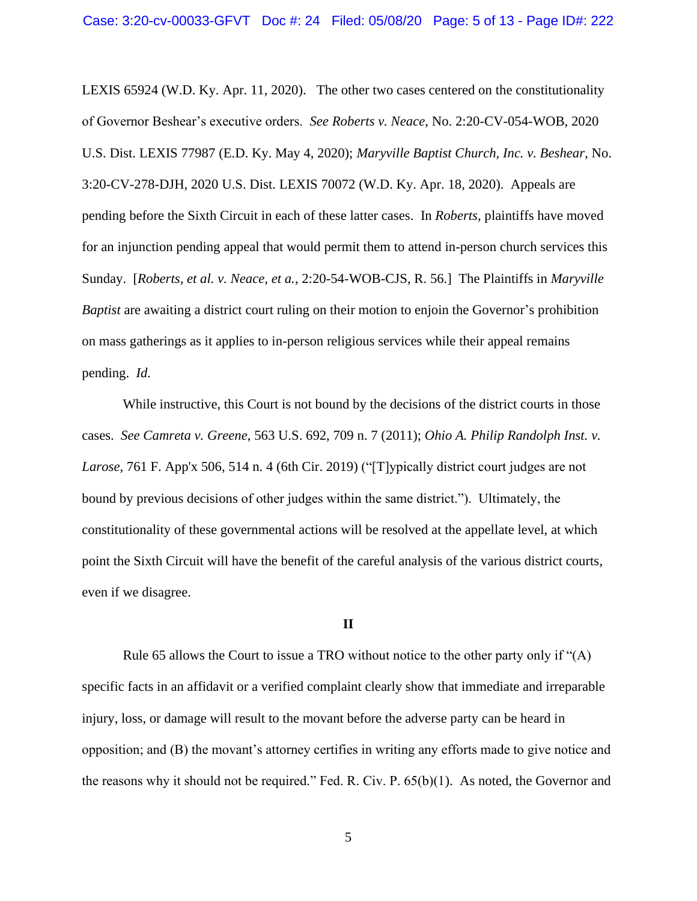LEXIS 65924 (W.D. Ky. Apr. 11, 2020). The other two cases centered on the constitutionality of Governor Beshear's executive orders. *See Roberts v. Neace*, No. 2:20-CV-054-WOB, 2020 U.S. Dist. LEXIS 77987 (E.D. Ky. May 4, 2020); *Maryville Baptist Church, Inc. v. Beshear*, No. 3:20-CV-278-DJH, 2020 U.S. Dist. LEXIS 70072 (W.D. Ky. Apr. 18, 2020). Appeals are pending before the Sixth Circuit in each of these latter cases. In *Roberts*, plaintiffs have moved for an injunction pending appeal that would permit them to attend in-person church services this Sunday. [*Roberts, et al. v. Neace, et a.*, 2:20-54-WOB-CJS, R. 56.] The Plaintiffs in *Maryville Baptist* are awaiting a district court ruling on their motion to enjoin the Governor's prohibition on mass gatherings as it applies to in-person religious services while their appeal remains pending. *Id.*

While instructive, this Court is not bound by the decisions of the district courts in those cases. *See Camreta v. Greene*, 563 U.S. 692, 709 n. 7 (2011); *Ohio A. Philip Randolph Inst. v. Larose*, 761 F. App'x 506, 514 n. 4 (6th Cir. 2019) ("[T]ypically district court judges are not bound by previous decisions of other judges within the same district."). Ultimately, the constitutionality of these governmental actions will be resolved at the appellate level, at which point the Sixth Circuit will have the benefit of the careful analysis of the various district courts, even if we disagree.

## II

Rule 65 allows the Court to issue a TRO without notice to the other party only if "(A) specific facts in an affidavit or a verified complaint clearly show that immediate and irreparable injury, loss, or damage will result to the movant before the adverse party can be heard in opposition; and (B) the movant's attorney certifies in writing any efforts made to give notice and the reasons why it should not be required." Fed. R. Civ. P. 65(b)(1). As noted, the Governor and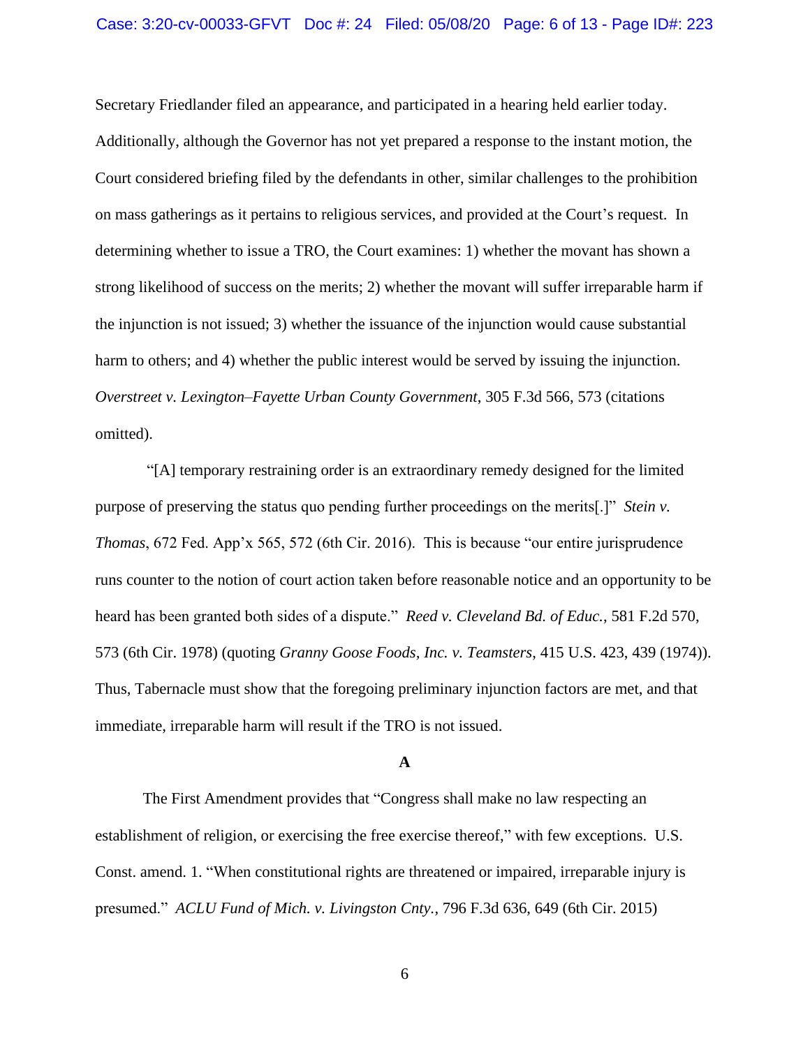Secretary Friedlander filed an appearance, and participated in a hearing held earlier today. Additionally, although the Governor has not yet prepared a response to the instant motion, the Court considered briefing filed by the defendants in other, similar challenges to the prohibition on mass gatherings as it pertains to religious services, and provided at the Court's request. In determining whether to issue a TRO, the Court examines: 1) whether the movant has shown a strong likelihood of success on the merits; 2) whether the movant will suffer irreparable harm if the injunction is not issued; 3) whether the issuance of the injunction would cause substantial harm to others; and 4) whether the public interest would be served by issuing the injunction. *Overstreet v. Lexington–Fayette Urban County Government*, 305 F.3d 566, 573 (citations omitted).

"[A] temporary restraining order is an extraordinary remedy designed for the limited purpose of preserving the status quo pending further proceedings on the merits[.]" *Stein v. Thomas*, 672 Fed. App'x 565, 572 (6th Cir. 2016). This is because "our entire jurisprudence runs counter to the notion of court action taken before reasonable notice and an opportunity to be heard has been granted both sides of a dispute." *Reed v. Cleveland Bd. of Educ.*, 581 F.2d 570, 573 (6th Cir. 1978) (quoting *Granny Goose Foods, Inc. v. Teamsters*, 415 U.S. 423, 439 (1974)). Thus, Tabernacle must show that the foregoing preliminary injunction factors are met, and that immediate, irreparable harm will result if the TRO is not issued.

**A**

The First Amendment provides that "Congress shall make no law respecting an establishment of religion, or exercising the free exercise thereof," with few exceptions. U.S. Const. amend. 1. "When constitutional rights are threatened or impaired, irreparable injury is presumed." *ACLU Fund of Mich. v. Livingston Cnty.*, 796 F.3d 636, 649 (6th Cir. 2015)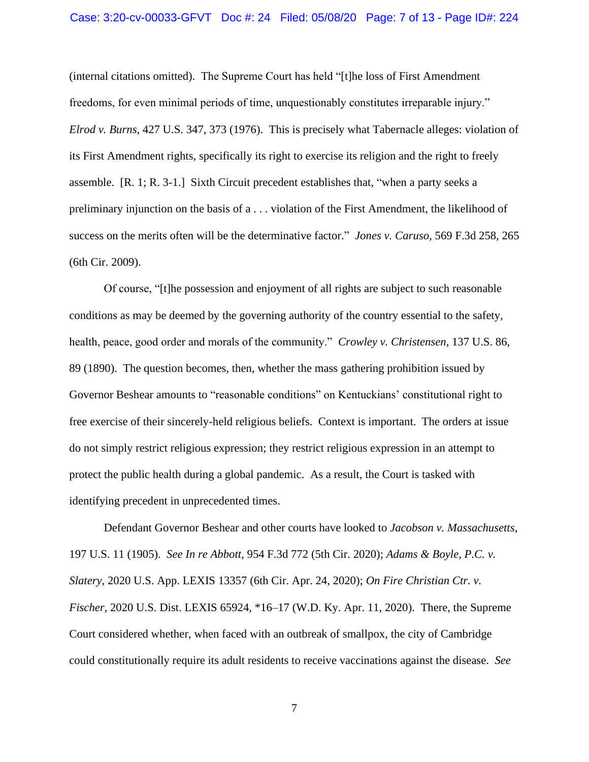(internal citations omitted). The Supreme Court has held "[t]he loss of First Amendment freedoms, for even minimal periods of time, unquestionably constitutes irreparable injury." *Elrod v. Burns*, 427 U.S. 347, 373 (1976). This is precisely what Tabernacle alleges: violation of its First Amendment rights, specifically its right to exercise its religion and the right to freely assemble. [R. 1; R. 3-1.] Sixth Circuit precedent establishes that, "when a party seeks a preliminary injunction on the basis of a . . . violation of the First Amendment, the likelihood of success on the merits often will be the determinative factor." *Jones v. Caruso*, 569 F.3d 258, 265 (6th Cir. 2009).

Of course, "[t]he possession and enjoyment of all rights are subject to such reasonable conditions as may be deemed by the governing authority of the country essential to the safety, health, peace, good order and morals of the community." *Crowley v. Christensen*, 137 U.S. 86, 89 (1890). The question becomes, then, whether the mass gathering prohibition issued by Governor Beshear amounts to "reasonable conditions" on Kentuckians' constitutional right to free exercise of their sincerely-held religious beliefs. Context is important. The orders at issue do not simply restrict religious expression; they restrict religious expression in an attempt to protect the public health during a global pandemic. As a result, the Court is tasked with identifying precedent in unprecedented times.

Defendant Governor Beshear and other courts have looked to *Jacobson v. Massachusetts*, 197 U.S. 11 (1905). *See In re Abbott*, 954 F.3d 772 (5th Cir. 2020); *Adams & Boyle, P.C. v. Slatery*, 2020 U.S. App. LEXIS 13357 (6th Cir. Apr. 24, 2020); *On Fire Christian Ctr. v. Fischer*, 2020 U.S. Dist. LEXIS 65924, *16–17 (W.D. Ky. Apr. 11, 2020). There, the Supreme Court considered whether, when faced with an outbreak of smallpox, the city of Cambridge could constitutionally require its adult residents to receive vaccinations against the disease. *See*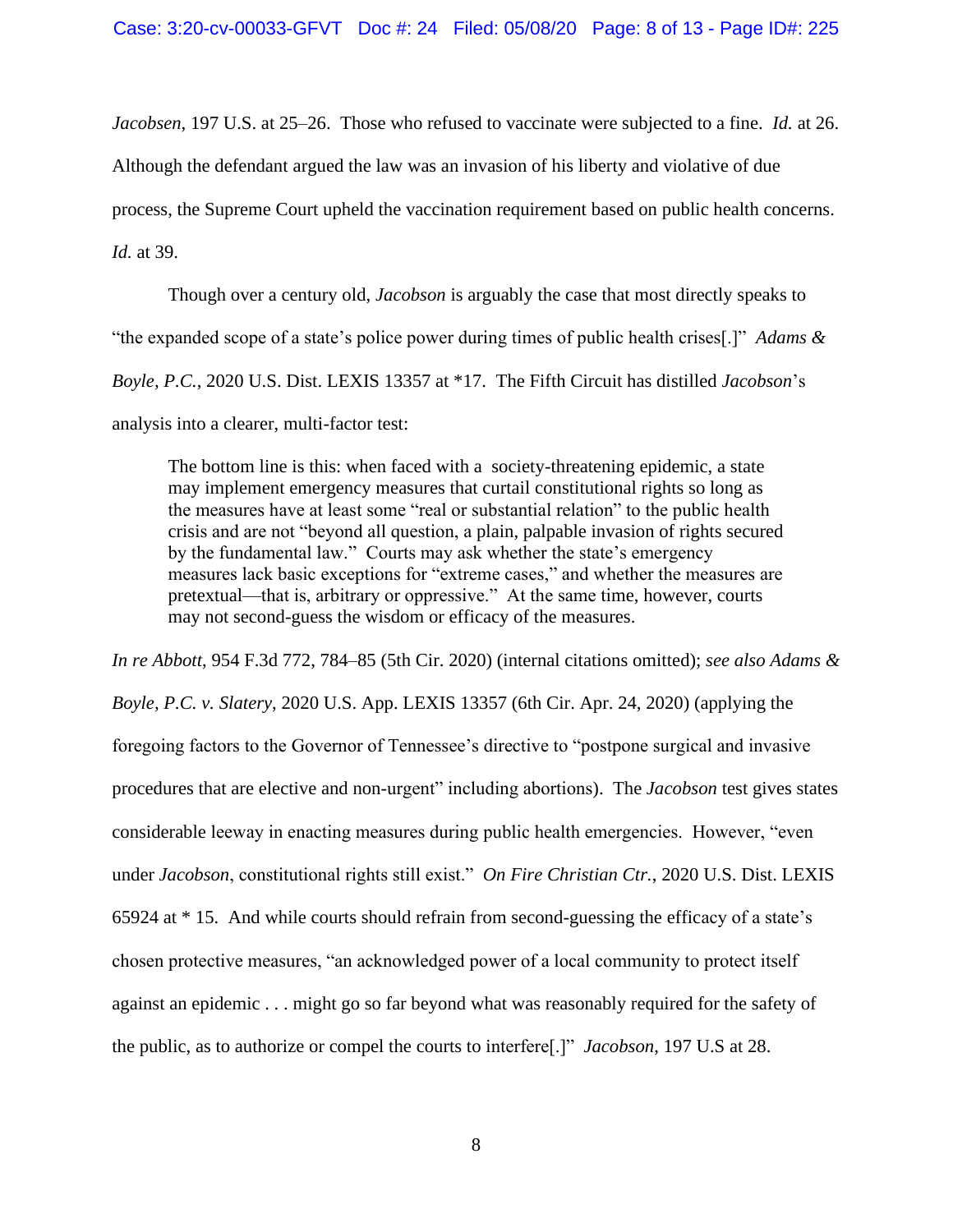*Jacobsen*, 197 U.S. at 25–26. Those who refused to vaccinate were subjected to a fine. *Id.* at 26. Although the defendant argued the law was an invasion of his liberty and violative of due process, the Supreme Court upheld the vaccination requirement based on public health concerns. *Id.* at 39.

Though over a century old, *Jacobson* is arguably the case that most directly speaks to "the expanded scope of a state's police power during times of public health crises[.]" *Adams & Boyle, P.C.*, 2020 U.S. Dist. LEXIS 13357 at *17. The Fifth Circuit has distilled *Jacobson*'s analysis into a clearer, multi-factor test:

> The bottom line is this: when faced with a society-threatening epidemic, a state may implement emergency measures that curtail constitutional rights so long as the measures have at least some "real or substantial relation" to the public health crisis and are not "beyond all question, a plain, palpable invasion of rights secured by the fundamental law." Courts may ask whether the state's emergency measures lack basic exceptions for "extreme cases," and whether the measures are pretextual—that is, arbitrary or oppressive." At the same time, however, courts may not second-guess the wisdom or efficacy of the measures.

*In re Abbott*, 954 F.3d 772, 784–85 (5th Cir. 2020) (internal citations omitted); *see also Adams & Boyle, P.C. v. Slatery*, 2020 U.S. App. LEXIS 13357 (6th Cir. Apr. 24, 2020) (applying the foregoing factors to the Governor of Tennessee's directive to "postpone surgical and invasive procedures that are elective and non-urgent" including abortions). The *Jacobson* test gives states considerable leeway in enacting measures during public health emergencies. However, "even under *Jacobson*, constitutional rights still exist." *On Fire Christian Ctr.*, 2020 U.S. Dist. LEXIS 65924 at * 15. And while courts should refrain from second-guessing the efficacy of a state's chosen protective measures, "an acknowledged power of a local community to protect itself against an epidemic . . . might go so far beyond what was reasonably required for the safety of the public, as to authorize or compel the courts to interfere[.]" *Jacobson*, 197 U.S at 28.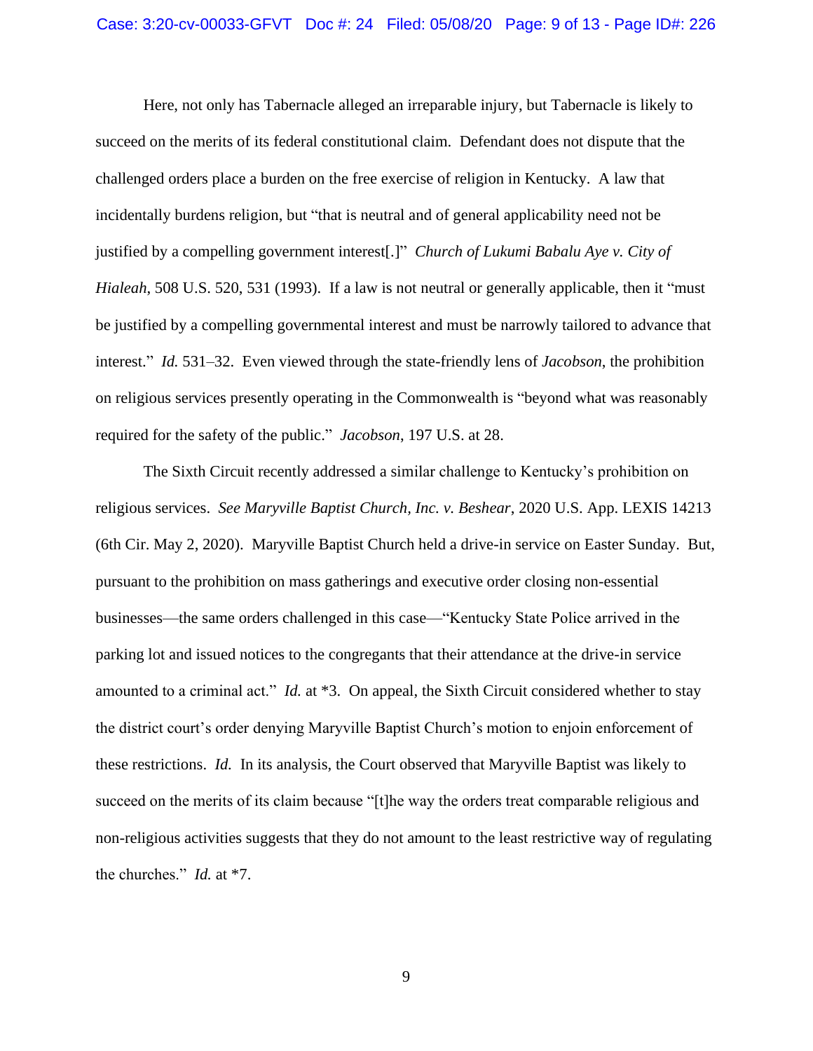Here, not only has Tabernacle alleged an irreparable injury, but Tabernacle is likely to succeed on the merits of its federal constitutional claim. Defendant does not dispute that the challenged orders place a burden on the free exercise of religion in Kentucky. A law that incidentally burdens religion, but "that is neutral and of general applicability need not be justified by a compelling government interest[.]" *Church of Lukumi Babalu Aye v. City of Hialeah*, 508 U.S. 520, 531 (1993). If a law is not neutral or generally applicable, then it "must be justified by a compelling governmental interest and must be narrowly tailored to advance that interest." *Id.* 531–32. Even viewed through the state-friendly lens of *Jacobson*, the prohibition on religious services presently operating in the Commonwealth is "beyond what was reasonably required for the safety of the public." *Jacobson*, 197 U.S. at 28.

The Sixth Circuit recently addressed a similar challenge to Kentucky's prohibition on religious services. *See Maryville Baptist Church, Inc. v. Beshear*, 2020 U.S. App. LEXIS 14213 (6th Cir. May 2, 2020). Maryville Baptist Church held a drive-in service on Easter Sunday. But, pursuant to the prohibition on mass gatherings and executive order closing non-essential businesses—the same orders challenged in this case—"Kentucky State Police arrived in the parking lot and issued notices to the congregants that their attendance at the drive-in service amounted to a criminal act." *Id.* at *3. On appeal, the Sixth Circuit considered whether to stay the district court's order denying Maryville Baptist Church's motion to enjoin enforcement of these restrictions. *Id.* In its analysis, the Court observed that Maryville Baptist was likely to succeed on the merits of its claim because "[t]he way the orders treat comparable religious and non-religious activities suggests that they do not amount to the least restrictive way of regulating the churches." *Id.* at *7.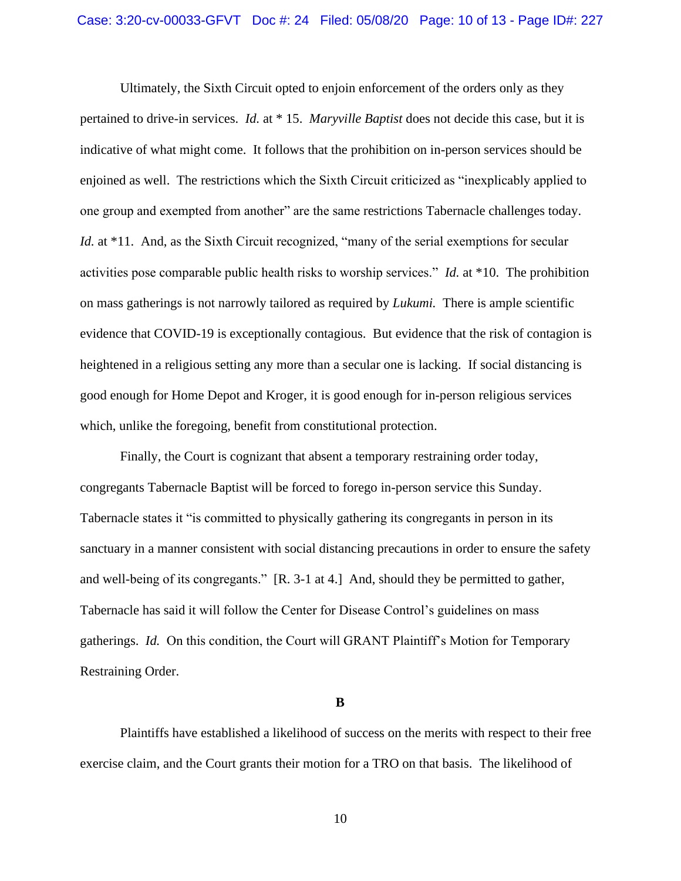Ultimately, the Sixth Circuit opted to enjoin enforcement of the orders only as they pertained to drive-in services. *Id.* at * 15. *Maryville Baptist* does not decide this case, but it is indicative of what might come. It follows that the prohibition on in-person services should be enjoined as well. The restrictions which the Sixth Circuit criticized as "inexplicably applied to one group and exempted from another" are the same restrictions Tabernacle challenges today. *Id.* at *11. And, as the Sixth Circuit recognized, "many of the serial exemptions for secular activities pose comparable public health risks to worship services." *Id.* at *10. The prohibition on mass gatherings is not narrowly tailored as required by *Lukumi.* There is ample scientific evidence that COVID-19 is exceptionally contagious. But evidence that the risk of contagion is heightened in a religious setting any more than a secular one is lacking. If social distancing is good enough for Home Depot and Kroger, it is good enough for in-person religious services which, unlike the foregoing, benefit from constitutional protection.

Finally, the Court is cognizant that absent a temporary restraining order today, congregants Tabernacle Baptist will be forced to forego in-person service this Sunday. Tabernacle states it "is committed to physically gathering its congregants in person in its sanctuary in a manner consistent with social distancing precautions in order to ensure the safety and well-being of its congregants." [R. 3-1 at 4.] And, should they be permitted to gather, Tabernacle has said it will follow the Center for Disease Control's guidelines on mass gatherings. *Id.* On this condition, the Court will GRANT Plaintiff's Motion for Temporary Restraining Order.

**B**

Plaintiffs have established a likelihood of success on the merits with respect to their free exercise claim, and the Court grants their motion for a TRO on that basis. The likelihood of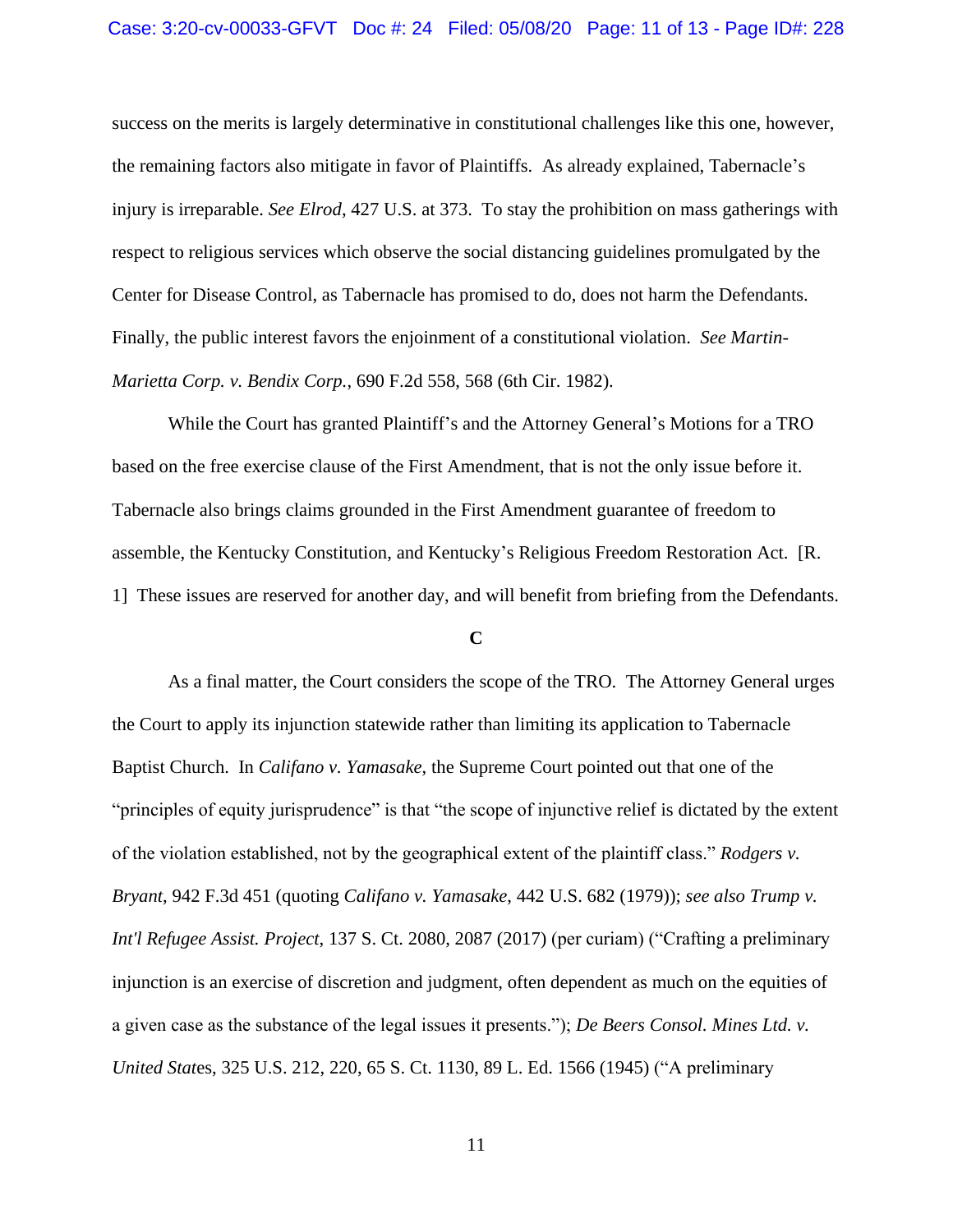success on the merits is largely determinative in constitutional challenges like this one, however, the remaining factors also mitigate in favor of Plaintiffs. As already explained, Tabernacle's injury is irreparable. *See Elrod*, 427 U.S. at 373. To stay the prohibition on mass gatherings with respect to religious services which observe the social distancing guidelines promulgated by the Center for Disease Control, as Tabernacle has promised to do, does not harm the Defendants. Finally, the public interest favors the enjoinment of a constitutional violation. *See Martin-Marietta Corp. v. Bendix Corp.*, 690 F.2d 558, 568 (6th Cir. 1982).

While the Court has granted Plaintiff's and the Attorney General's Motions for a TRO based on the free exercise clause of the First Amendment, that is not the only issue before it. Tabernacle also brings claims grounded in the First Amendment guarantee of freedom to assemble, the Kentucky Constitution, and Kentucky's Religious Freedom Restoration Act. [R. 1] These issues are reserved for another day, and will benefit from briefing from the Defendants.

**C**

As a final matter, the Court considers the scope of the TRO. The Attorney General urges the Court to apply its injunction statewide rather than limiting its application to Tabernacle Baptist Church. In *Califano v. Yamasake*, the Supreme Court pointed out that one of the "principles of equity jurisprudence" is that "the scope of injunctive relief is dictated by the extent of the violation established, not by the geographical extent of the plaintiff class." *Rodgers v. Bryant*, 942 F.3d 451 (quoting *Califano v. Yamasake*, 442 U.S. 682 (1979)); *see also Trump v. Int'l Refugee Assist. Project*, 137 S. Ct. 2080, 2087 (2017) (per curiam) ("Crafting a preliminary injunction is an exercise of discretion and judgment, often dependent as much on the equities of a given case as the substance of the legal issues it presents."); *De Beers Consol. Mines Ltd. v. United States*, 325 U.S. 212, 220, 65 S. Ct. 1130, 89 L. Ed. 1566 (1945) ("A preliminary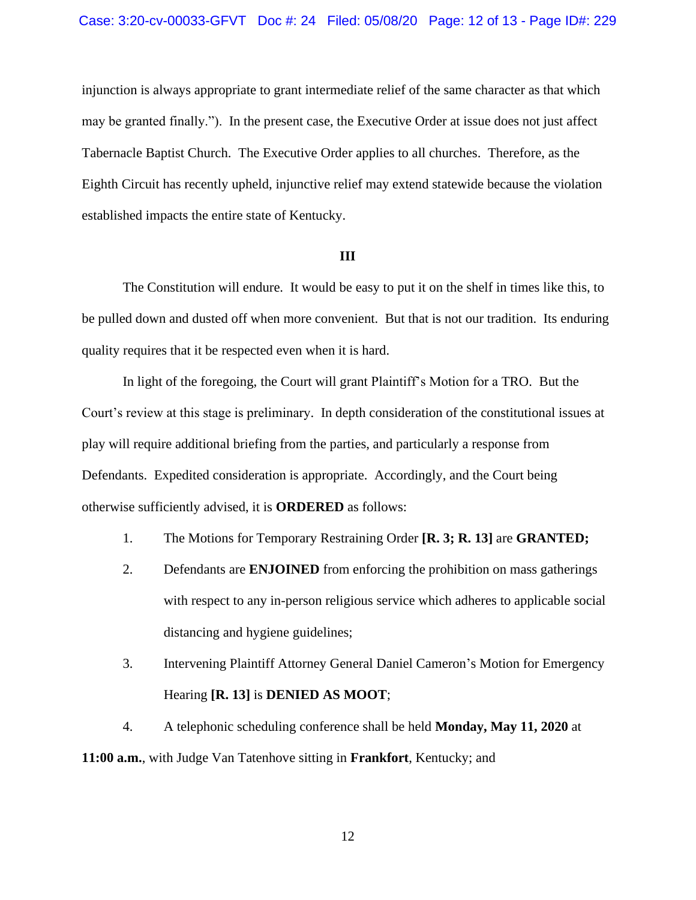injunction is always appropriate to grant intermediate relief of the same character as that which may be granted finally."). In the present case, the Executive Order at issue does not just affect Tabernacle Baptist Church. The Executive Order applies to all churches. Therefore, as the Eighth Circuit has recently upheld, injunctive relief may extend statewide because the violation established impacts the entire state of Kentucky.

**III**

The Constitution will endure. It would be easy to put it on the shelf in times like this, to be pulled down and dusted off when more convenient. But that is not our tradition. Its enduring quality requires that it be respected even when it is hard.

In light of the foregoing, the Court will grant Plaintiff's Motion for a TRO. But the Court's review at this stage is preliminary. In depth consideration of the constitutional issues at play will require additional briefing from the parties, and particularly a response from Defendants. Expedited consideration is appropriate. Accordingly, and the Court being otherwise sufficiently advised, it is **ORDERED** as follows:

1. The Motions for Temporary Restraining Order **[R. 3; R. 13]** are **GRANTED;**
2. Defendants are **ENJOINED** from enforcing the prohibition on mass gatherings with respect to any in-person religious service which adheres to applicable social distancing and hygiene guidelines;
3. Intervening Plaintiff Attorney General Daniel Cameron's Motion for Emergency Hearing **[R. 13]** is **DENIED AS MOOT**;
4. A telephonic scheduling conference shall be held **Monday, May 11, 2020** at **11:00 a.m.**, with Judge Van Tatenhove sitting in **Frankfort**, Kentucky; and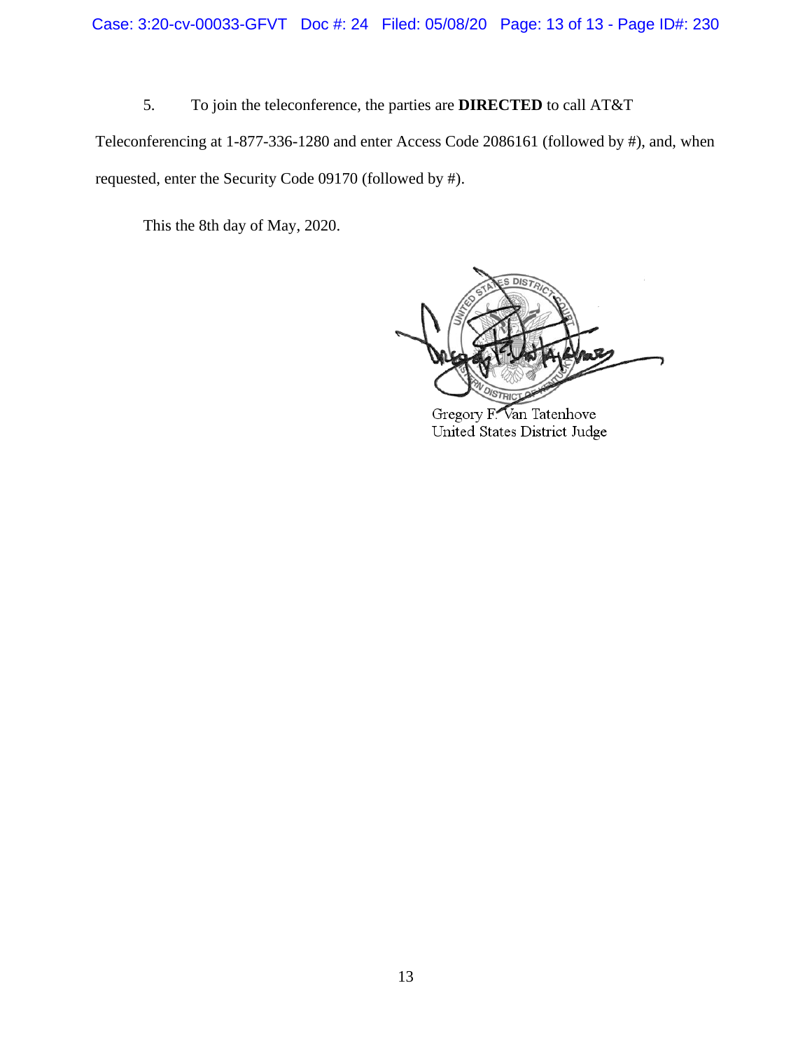5. To join the teleconference, the parties are **DIRECTED** to call AT&T Teleconferencing at 1-877-336-1280 and enter Access Code 2086161 (followed by #), and, when requested, enter the Security Code 09170 (followed by #).

This the 8th day of May, 2020.

Gregory F. Van Tatenhove
United States District Judge